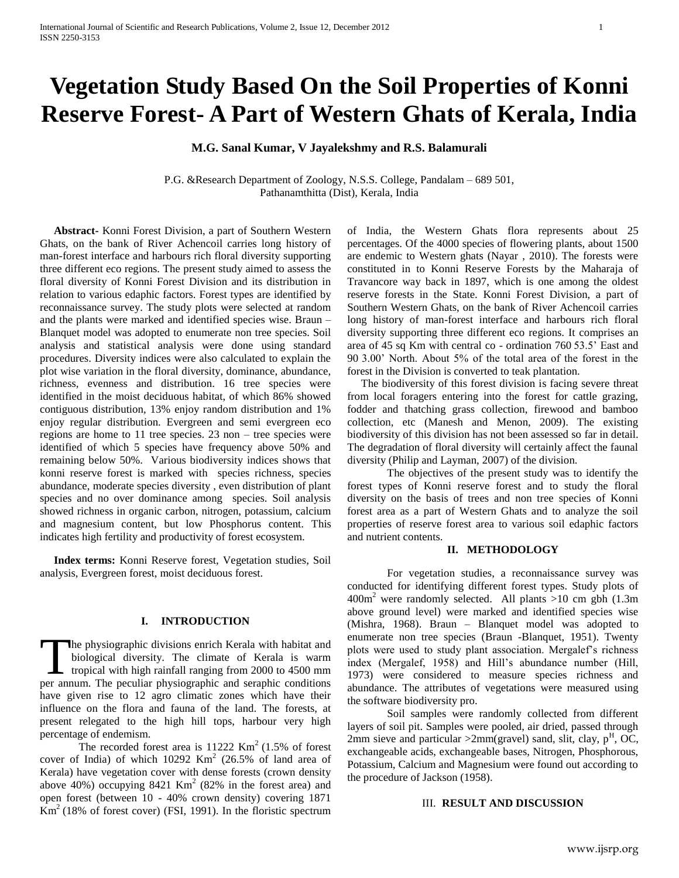# Vegetation Study Based On the Soil Properties of Konni Reserve Forest- A Part of Western Ghats of Kerala, India

**M.G. Sanal Kumar, V Jayalekshmy and R.S. Balamurali**

P.G. &Research Department of Zoology, N.S.S. College, Pandalam – 689 501, Pathanamthitta (Dist), Kerala, India

**Abstract-** Konni Forest Division, a part of Southern Western Ghats, on the bank of River Achencoil carries long history of man-forest interface and harbours rich floral diversity supporting three different eco regions. The present study aimed to assess the floral diversity of Konni Forest Division and its distribution in relation to various edaphic factors. Forest types are identified by reconnaissance survey. The study plots were selected at random and the plants were marked and identified species wise. Braun – Blanquet model was adopted to enumerate non tree species. Soil analysis and statistical analysis were done using standard procedures. Diversity indices were also calculated to explain the plot wise variation in the floral diversity, dominance, abundance, richness, evenness and distribution. 16 tree species were identified in the moist deciduous habitat, of which 86% showed contiguous distribution, 13% enjoy random distribution and 1% enjoy regular distribution. Evergreen and semi evergreen eco regions are home to 11 tree species. 23 non – tree species were identified of which 5 species have frequency above 50% and remaining below 50%. Various biodiversity indices shows that konni reserve forest is marked with species richness, species abundance, moderate species diversity , even distribution of plant species and no over dominance among species. Soil analysis showed richness in organic carbon, nitrogen, potassium, calcium and magnesium content, but low Phosphorus content. This indicates high fertility and productivity of forest ecosystem.

**Index terms:** Konni Reserve forest, Vegetation studies, Soil analysis, Evergreen forest, moist deciduous forest.

## I. INTRODUCTION

The physiographic divisions enrich Kerala with habitat and biological diversity. The climate of Kerala is warm tropical with high rainfall ranging from 2000 to 4500 mm per annum. The peculiar physiographic and seraphic conditions have given rise to 12 agro climatic zones which have their influence on the flora and fauna of the land. The forests, at present relegated to the high hill tops, harbour very high percentage of endemism.

The recorded forest area is 11222 Km$^2$ (1.5% of forest cover of India) of which 10292 Km$^2$ (26.5% of land area of Kerala) have vegetation cover with dense forests (crown density above 40%) occupying 8421 Km$^2$ (82% in the forest area) and open forest (between 10 - 40% crown density) covering 1871 Km$^2$ (18% of forest cover) (FSI, 1991). In the floristic spectrum of India, the Western Ghats flora represents about 25 percentages. Of the 4000 species of flowering plants, about 1500 are endemic to Western ghats (Nayar , 2010). The forests were constituted in to Konni Reserve Forests by the Maharaja of Travancore way back in 1897, which is one among the oldest reserve forests in the State. Konni Forest Division, a part of Southern Western Ghats, on the bank of River Achencoil carries long history of man-forest interface and harbours rich floral diversity supporting three different eco regions. It comprises an area of 45 sq Km with central co - ordination 760 53.5' East and 90 3.00' North. About 5% of the total area of the forest in the forest in the Division is converted to teak plantation.

The biodiversity of this forest division is facing severe threat from local foragers entering into the forest for cattle grazing, fodder and thatching grass collection, firewood and bamboo collection, etc (Manesh and Menon, 2009). The existing biodiversity of this division has not been assessed so far in detail. The degradation of floral diversity will certainly affect the faunal diversity (Philip and Layman, 2007) of the division.

The objectives of the present study was to identify the forest types of Konni reserve forest and to study the floral diversity on the basis of trees and non tree species of Konni forest area as a part of Western Ghats and to analyze the soil properties of reserve forest area to various soil edaphic factors and nutrient contents.

## II. METHODOLOGY

For vegetation studies, a reconnaissance survey was conducted for identifying different forest types. Study plots of 400m$^2$ were randomly selected. All plants >10 cm gbh (1.3m above ground level) were marked and identified species wise (Mishra, 1968). Braun – Blanquet model was adopted to enumerate non tree species (Braun -Blanquet, 1951). Twenty plots were used to study plant association. Mergalef's richness index (Mergalef, 1958) and Hill's abundance number (Hill, 1973) were considered to measure species richness and abundance. The attributes of vegetations were measured using the software biodiversity pro.

Soil samples were randomly collected from different layers of soil pit. Samples were pooled, air dried, passed through 2mm sieve and particular >2mm(gravel) sand, slit, clay, p$^H$, OC, exchangeable acids, exchangeable bases, Nitrogen, Phosphorous, Potassium, Calcium and Magnesium were found out according to the procedure of Jackson (1958).

## III. RESULT AND DISCUSSION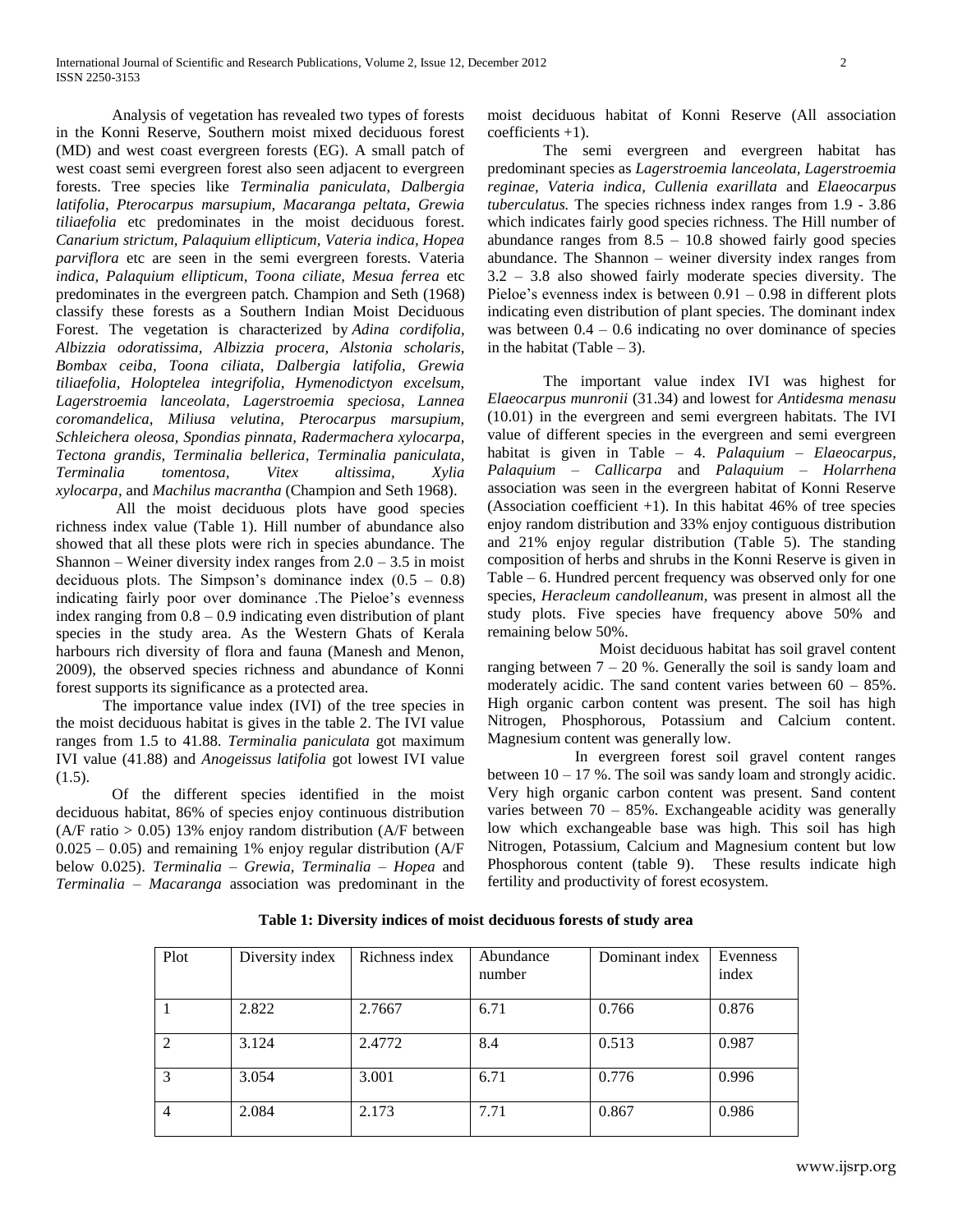Analysis of vegetation has revealed two types of forests in the Konni Reserve, Southern moist mixed deciduous forest (MD) and west coast evergreen forests (EG). A small patch of west coast semi evergreen forest also seen adjacent to evergreen forests. Tree species like *Terminalia paniculata, Dalbergia latifolia, Pterocarpus marsupium, Macaranga peltata, Grewia tiliaefolia* etc predominates in the moist deciduous forest. *Canarium strictum, Palaquium ellipticum, Vateria indica, Hopea parviflora* etc are seen in the semi evergreen forests. Vateria *indica, Palaquium ellipticum, Toona ciliate, Mesua ferrea* etc predominates in the evergreen patch. Champion and Seth (1968) classify these forests as a Southern Indian Moist Deciduous Forest. The vegetation is characterized by *Adina cordifolia, Albizzia odoratissima, Albizzia procera, Alstonia scholaris, Bombax ceiba, Toona ciliata, Dalbergia latifolia, Grewia tiliaefolia, Holoptelea integrifolia, Hymenodictyon excelsum, Lagerstroemia lanceolata, Lagerstroemia speciosa, Lannea coromandelica, Miliusa velutina, Pterocarpus marsupium, Schleichera oleosa, Spondias pinnata, Radermachera xylocarpa, Tectona grandis, Terminalia bellerica, Terminalia paniculata, Terminalia tomentosa, Vitex altissima, Xylia xylocarpa*, and *Machilus macrantha* (Champion and Seth 1968).

All the moist deciduous plots have good species richness index value (Table 1). Hill number of abundance also showed that all these plots were rich in species abundance. The Shannon – Weiner diversity index ranges from 2.0 – 3.5 in moist deciduous plots. The Simpson's dominance index (0.5 – 0.8) indicating fairly poor over dominance .The Pieloe's evenness index ranging from 0.8 – 0.9 indicating even distribution of plant species in the study area. As the Western Ghats of Kerala harbours rich diversity of flora and fauna (Manesh and Menon, 2009), the observed species richness and abundance of Konni forest supports its significance as a protected area.

The importance value index (IVI) of the tree species in the moist deciduous habitat is gives in the table 2. The IVI value ranges from 1.5 to 41.88. *Terminalia paniculata* got maximum IVI value (41.88) and *Anogeissus latifolia* got lowest IVI value (1.5).

Of the different species identified in the moist deciduous habitat, 86% of species enjoy continuous distribution (A/F ratio > 0.05) 13% enjoy random distribution (A/F between 0.025 – 0.05) and remaining 1% enjoy regular distribution (A/F below 0.025). *Terminalia – Grewia, Terminalia – Hopea* and *Terminalia – Macaranga* association was predominant in the moist deciduous habitat of Konni Reserve (All association coefficients +1).

The semi evergreen and evergreen habitat has predominant species as *Lagerstroemia lanceolata, Lagerstroemia reginae, Vateria indica, Cullenia exarillata* and *Elaeocarpus tuberculatus.* The species richness index ranges from 1.9 - 3.86 which indicates fairly good species richness. The Hill number of abundance ranges from 8.5 – 10.8 showed fairly good species abundance. The Shannon – weiner diversity index ranges from 3.2 – 3.8 also showed fairly moderate species diversity. The Pieloe's evenness index is between 0.91 – 0.98 in different plots indicating even distribution of plant species. The dominant index was between 0.4 – 0.6 indicating no over dominance of species in the habitat (Table – 3).

The important value index IVI was highest for *Elaeocarpus munronii* (31.34) and lowest for *Antidesma menasu* (10.01) in the evergreen and semi evergreen habitats. The IVI value of different species in the evergreen and semi evergreen habitat is given in Table – 4. *Palaquium – Elaeocarpus, Palaquium – Callicarpa* and *Palaquium – Holarrhena* association was seen in the evergreen habitat of Konni Reserve (Association coefficient +1). In this habitat 46% of tree species enjoy random distribution and 33% enjoy contiguous distribution and 21% enjoy regular distribution (Table 5). The standing composition of herbs and shrubs in the Konni Reserve is given in Table – 6. Hundred percent frequency was observed only for one species, *Heracleum candolleanum*, was present in almost all the study plots. Five species have frequency above 50% and remaining below 50%.

Moist deciduous habitat has soil gravel content ranging between 7 – 20 %. Generally the soil is sandy loam and moderately acidic. The sand content varies between 60 – 85%. High organic carbon content was present. The soil has high Nitrogen, Phosphorous, Potassium and Calcium content. Magnesium content was generally low.

In evergreen forest soil gravel content ranges between 10 – 17 %. The soil was sandy loam and strongly acidic. Very high organic carbon content was present. Sand content varies between 70 – 85%. Exchangeable acidity was generally low which exchangeable base was high. This soil has high Nitrogen, Potassium, Calcium and Magnesium content but low Phosphorous content (table 9). These results indicate high fertility and productivity of forest ecosystem.

**Table 1: Diversity indices of moist deciduous forests of study area**

| Plot | Diversity index | Richness index | Abundance number | Dominant index | Evenness index |
|---|---|---|---|---|---|
| 1 | 2.822 | 2.7667 | 6.71 | 0.766 | 0.876 |
| 2 | 3.124 | 2.4772 | 8.4 | 0.513 | 0.987 |
| 3 | 3.054 | 3.001 | 6.71 | 0.776 | 0.996 |
| 4 | 2.084 | 2.173 | 7.71 | 0.867 | 0.986 |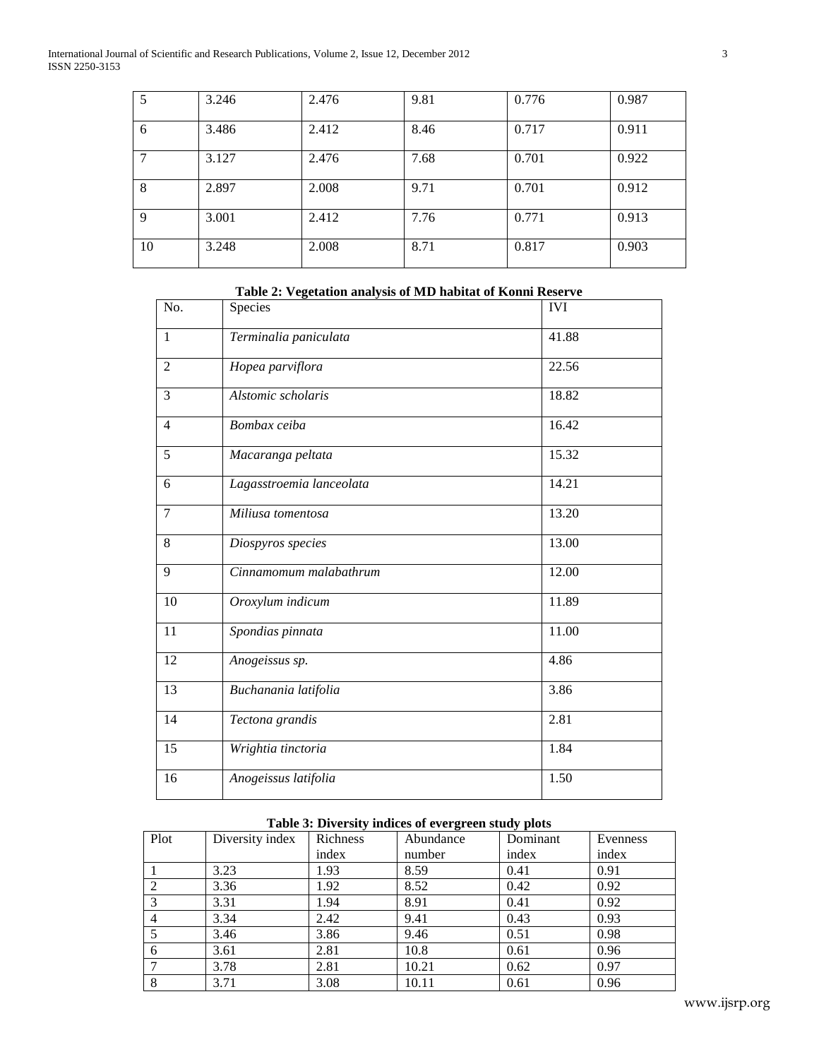| 5 | 3.246 | 2.476 | 9.81 | 0.776 | 0.987 |
|---|---|---|---|---|---|
| 6 | 3.486 | 2.412 | 8.46 | 0.717 | 0.911 |
| 7 | 3.127 | 2.476 | 7.68 | 0.701 | 0.922 |
| 8 | 2.897 | 2.008 | 9.71 | 0.701 | 0.912 |
| 9 | 3.001 | 2.412 | 7.76 | 0.771 | 0.913 |
| 10 | 3.248 | 2.008 | 8.71 | 0.817 | 0.903 |

**Table 2: Vegetation analysis of MD habitat of Konni Reserve**

| No. | Species | IVI |
|---|---|---|
| 1 | *Terminalia paniculata* | 41.88 |
| 2 | *Hopea parviflora* | 22.56 |
| 3 | *Alstomic scholaris* | 18.82 |
| 4 | *Bombax ceiba* | 16.42 |
| 5 | *Macaranga peltata* | 15.32 |
| 6 | *Lagasstroemia lanceolata* | 14.21 |
| 7 | *Miliusa tomentosa* | 13.20 |
| 8 | *Diospyros species* | 13.00 |
| 9 | *Cinnamomum malabathrum* | 12.00 |
| 10 | *Oroxylum indicum* | 11.89 |
| 11 | *Spondias pinnata* | 11.00 |
| 12 | *Anogeissus sp.* | 4.86 |
| 13 | *Buchanania latifolia* | 3.86 |
| 14 | *Tectona grandis* | 2.81 |
| 15 | *Wrightia tinctoria* | 1.84 |
| 16 | *Anogeissus latifolia* | 1.50 |

**Table 3: Diversity indices of evergreen study plots**

| Plot | Diversity index | Richness index | Abundance number | Dominant index | Evenness index |
|---|---|---|---|---|---|
| 1 | 3.23 | 1.93 | 8.59 | 0.41 | 0.91 |
| 2 | 3.36 | 1.92 | 8.52 | 0.42 | 0.92 |
| 3 | 3.31 | 1.94 | 8.91 | 0.41 | 0.92 |
| 4 | 3.34 | 2.42 | 9.41 | 0.43 | 0.93 |
| 5 | 3.46 | 3.86 | 9.46 | 0.51 | 0.98 |
| 6 | 3.61 | 2.81 | 10.8 | 0.61 | 0.96 |
| 7 | 3.78 | 2.81 | 10.21 | 0.62 | 0.97 |
| 8 | 3.71 | 3.08 | 10.11 | 0.61 | 0.96 |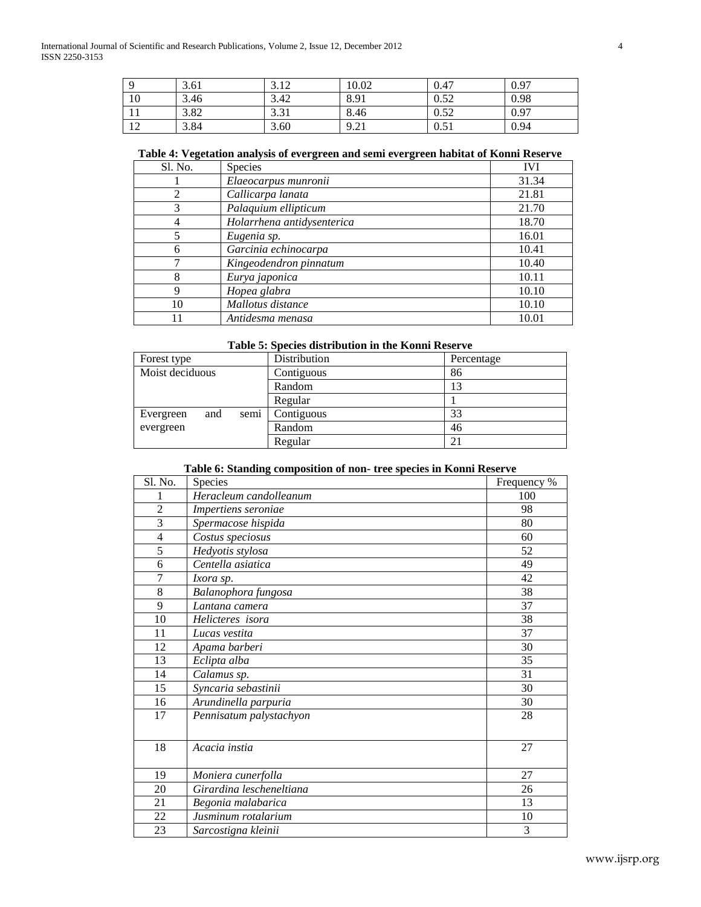| 9 | 3.61 | 3.12 | 10.02 | 0.47 | 0.97 |
|---|---|---|---|---|---|
| 10 | 3.46 | 3.42 | 8.91 | 0.52 | 0.98 |
| 11 | 3.82 | 3.31 | 8.46 | 0.52 | 0.97 |
| 12 | 3.84 | 3.60 | 9.21 | 0.51 | 0.94 |

**Table 4: Vegetation analysis of evergreen and semi evergreen habitat of Konni Reserve**

| Sl. No. | Species | IVI |
|---|---|---|
| 1 | *Elaeocarpus munronii* | 31.34 |
| 2 | *Callicarpa lanata* | 21.81 |
| 3 | *Palaquium ellipticum* | 21.70 |
| 4 | *Holarrhena antidysenterica* | 18.70 |
| 5 | *Eugenia sp.* | 16.01 |
| 6 | *Garcinia echinocarpa* | 10.41 |
| 7 | *Kingeodendron pinnatum* | 10.40 |
| 8 | *Eurya japonica* | 10.11 |
| 9 | *Hopea glabra* | 10.10 |
| 10 | *Mallotus distance* | 10.10 |
| 11 | *Antidesma menasa* | 10.01 |

**Table 5: Species distribution in the Konni Reserve**

| Forest type | Distribution | Percentage |
|---|---|---|
| Moist deciduous | Contiguous | 86 |
| | Random | 13 |
| | Regular | 1 |
| Evergreen and semi evergreen | Contiguous | 33 |
| | Random | 46 |
| | Regular | 21 |

**Table 6: Standing composition of non- tree species in Konni Reserve**

| Sl. No. | Species | Frequency % |
|---|---|---|
| 1 | *Heracleum candolleanum* | 100 |
| 2 | *Impertiens seroniae* | 98 |
| 3 | *Spermacose hispida* | 80 |
| 4 | *Costus speciosus* | 60 |
| 5 | *Hedyotis stylosa* | 52 |
| 6 | *Centella asiatica* | 49 |
| 7 | *Ixora sp.* | 42 |
| 8 | *Balanophora fungosa* | 38 |
| 9 | *Lantana camera* | 37 |
| 10 | *Helicteres isora* | 38 |
| 11 | *Lucas vestita* | 37 |
| 12 | *Apama barberi* | 30 |
| 13 | *Eclipta alba* | 35 |
| 14 | *Calamus sp.* | 31 |
| 15 | *Syncaria sebastinii* | 30 |
| 16 | *Arundinella parpuria* | 30 |
| 17 | *Pennisatum palystachyon* | 28 |
| 18 | *Acacia instia* | 27 |
| 19 | *Moniera cunerfolla* | 27 |
| 20 | *Girardina lescheneltiana* | 26 |
| 21 | *Begonia malabarica* | 13 |
| 22 | *Jusminum rotalarium* | 10 |
| 23 | *Sarcostigna kleinii* | 3 |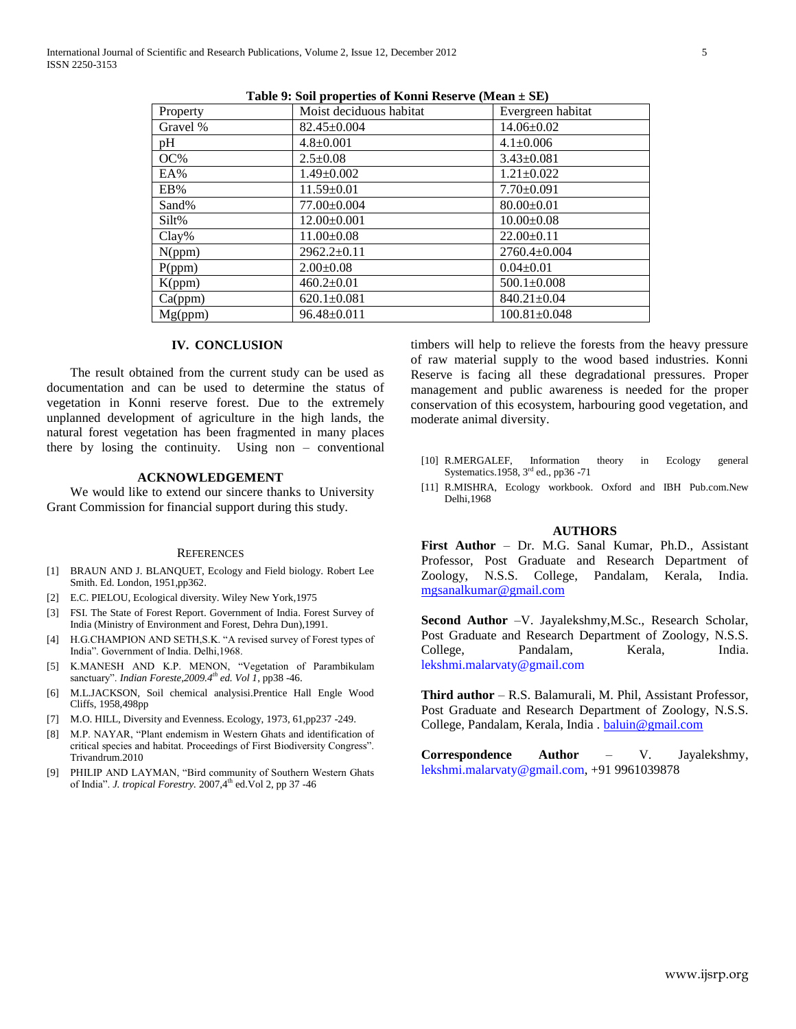**Table 9: Soil properties of Konni Reserve (Mean ± SE)**

| Property | Moist deciduous habitat | Evergreen habitat |
|---|---|---|
| Gravel % | 82.45±0.004 | 14.06±0.02 |
| pH | 4.8±0.001 | 4.1±0.006 |
| OC% | 2.5±0.08 | 3.43±0.081 |
| EA% | 1.49±0.002 | 1.21±0.022 |
| EB% | 11.59±0.01 | 7.70±0.091 |
| Sand% | 77.00±0.004 | 80.00±0.01 |
| Silt% | 12.00±0.001 | 10.00±0.08 |
| Clay% | 11.00±0.08 | 22.00±0.11 |
| N(ppm) | 2962.2±0.11 | 2760.4±0.004 |
| P(ppm) | 2.00±0.08 | 0.04±0.01 |
| K(ppm) | 460.2±0.01 | 500.1±0.008 |
| Ca(ppm) | 620.1±0.081 | 840.21±0.04 |
| Mg(ppm) | 96.48±0.011 | 100.81±0.048 |

## IV. CONCLUSION

The result obtained from the current study can be used as documentation and can be used to determine the status of vegetation in Konni reserve forest. Due to the extremely unplanned development of agriculture in the high lands, the natural forest vegetation has been fragmented in many places there by losing the continuity. Using non – conventional timbers will help to relieve the forests from the heavy pressure of raw material supply to the wood based industries. Konni Reserve is facing all these degradational pressures. Proper management and public awareness is needed for the proper conservation of this ecosystem, harbouring good vegetation, and moderate animal diversity.

## ACKNOWLEDGEMENT

We would like to extend our sincere thanks to University Grant Commission for financial support during this study.

## REFERENCES

[1] BRAUN AND J. BLANQUET, Ecology and Field biology. Robert Lee Smith. Ed. London, 1951,pp362.

[2] E.C. PIELOU, Ecological diversity. Wiley New York,1975

[3] FSI. The State of Forest Report. Government of India. Forest Survey of India (Ministry of Environment and Forest, Dehra Dun),1991.

[4] H.G.CHAMPION AND SETH,S.K. "A revised survey of Forest types of India". Government of India. Delhi,1968.

[5] K.MANESH AND K.P. MENON, "Vegetation of Parambikulam sanctuary". *Indian Foreste,2009.4th ed. Vol 1*, pp38 -46.

[6] M.L.JACKSON, Soil chemical analysisi.Prentice Hall Engle Wood Cliffs, 1958,498pp

[7] M.O. HILL, Diversity and Evenness. Ecology, 1973, 61,pp237 -249.

[8] M.P. NAYAR, "Plant endemism in Western Ghats and identification of critical species and habitat. Proceedings of First Biodiversity Congress". Trivandrum.2010

[9] PHILIP AND LAYMAN, "Bird community of Southern Western Ghats of India". *J. tropical Forestry.* 2007,4th ed.Vol 2, pp 37 -46

[10] R.MERGALEF, Information theory in Ecology general Systematics.1958, 3rd ed., pp36 -71

[11] R.MISHRA, Ecology workbook. Oxford and IBH Pub.com.New Delhi,1968

## AUTHORS

**First Author** – Dr. M.G. Sanal Kumar, Ph.D., Assistant Professor, Post Graduate and Research Department of Zoology, N.S.S. College, Pandalam, Kerala, India. mgsanalkumar@gmail.com

**Second Author** –V. Jayalekshmy,M.Sc., Research Scholar, Post Graduate and Research Department of Zoology, N.S.S. College, Pandalam, Kerala, India. lekshmi.malarvaty@gmail.com

**Third author** – R.S. Balamurali, M. Phil, Assistant Professor, Post Graduate and Research Department of Zoology, N.S.S. College, Pandalam, Kerala, India . baluin@gmail.com

**Correspondence Author** – V. Jayalekshmy, lekshmi.malarvaty@gmail.com, +91 9961039878